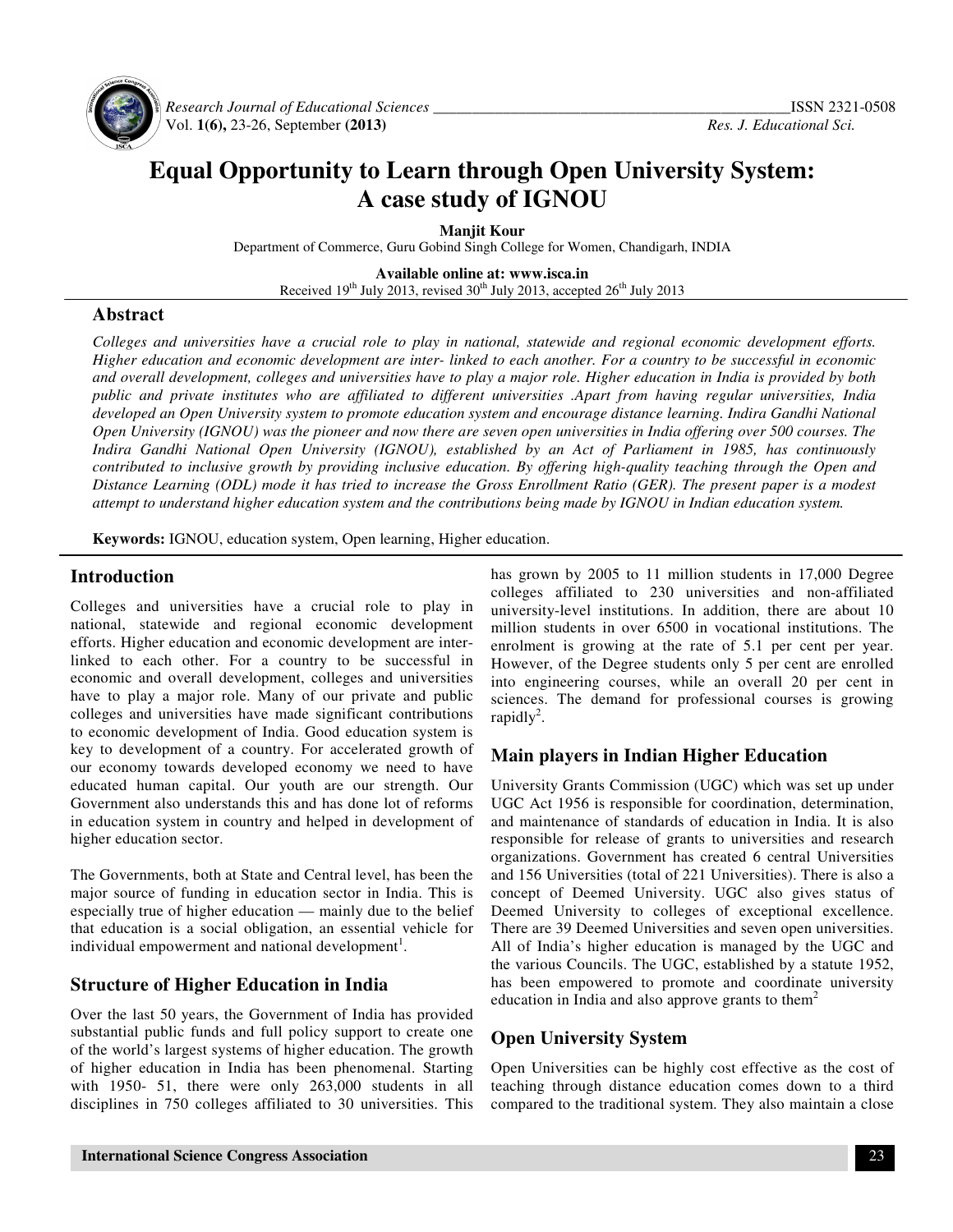# Equal Opportunity to Learn through Open University System: A case study of IGNOU

**Manjit Kour**

Department of Commerce, Guru Gobind Singh College for Women, Chandigarh, INDIA

**Available online at: www.isca.in**

Received 19th July 2013, revised 30th July 2013, accepted 26th July 2013

## Abstract

*Colleges and universities have a crucial role to play in national, statewide and regional economic development efforts. Higher education and economic development are inter- linked to each another. For a country to be successful in economic and overall development, colleges and universities have to play a major role. Higher education in India is provided by both public and private institutes who are affiliated to different universities .Apart from having regular universities, India developed an Open University system to promote education system and encourage distance learning. Indira Gandhi National Open University (IGNOU) was the pioneer and now there are seven open universities in India offering over 500 courses. The Indira Gandhi National Open University (IGNOU), established by an Act of Parliament in 1985, has continuously contributed to inclusive growth by providing inclusive education. By offering high-quality teaching through the Open and Distance Learning (ODL) mode it has tried to increase the Gross Enrollment Ratio (GER). The present paper is a modest attempt to understand higher education system and the contributions being made by IGNOU in Indian education system.*

**Keywords:** IGNOU, education system, Open learning, Higher education.

## Introduction

Colleges and universities have a crucial role to play in national, statewide and regional economic development efforts. Higher education and economic development are inter-linked to each other. For a country to be successful in economic and overall development, colleges and universities have to play a major role. Many of our private and public colleges and universities have made significant contributions to economic development of India. Good education system is key to development of a country. For accelerated growth of our economy towards developed economy we need to have educated human capital. Our youth are our strength. Our Government also understands this and has done lot of reforms in education system in country and helped in development of higher education sector.

The Governments, both at State and Central level, has been the major source of funding in education sector in India. This is especially true of higher education — mainly due to the belief that education is a social obligation, an essential vehicle for individual empowerment and national development[1].

## Structure of Higher Education in India

Over the last 50 years, the Government of India has provided substantial public funds and full policy support to create one of the world's largest systems of higher education. The growth of higher education in India has been phenomenal. Starting with 1950- 51, there were only 263,000 students in all disciplines in 750 colleges affiliated to 30 universities. This has grown by 2005 to 11 million students in 17,000 Degree colleges affiliated to 230 universities and non-affiliated university-level institutions. In addition, there are about 10 million students in over 6500 in vocational institutions. The enrolment is growing at the rate of 5.1 per cent per year. However, of the Degree students only 5 per cent are enrolled into engineering courses, while an overall 20 per cent in sciences. The demand for professional courses is growing rapidly[2].

## Main players in Indian Higher Education

University Grants Commission (UGC) which was set up under UGC Act 1956 is responsible for coordination, determination, and maintenance of standards of education in India. It is also responsible for release of grants to universities and research organizations. Government has created 6 central Universities and 156 Universities (total of 221 Universities). There is also a concept of Deemed University. UGC also gives status of Deemed University to colleges of exceptional excellence. There are 39 Deemed Universities and seven open universities. All of India's higher education is managed by the UGC and the various Councils. The UGC, established by a statute 1952, has been empowered to promote and coordinate university education in India and also approve grants to them[2]

## Open University System

Open Universities can be highly cost effective as the cost of teaching through distance education comes down to a third compared to the traditional system. They also maintain a close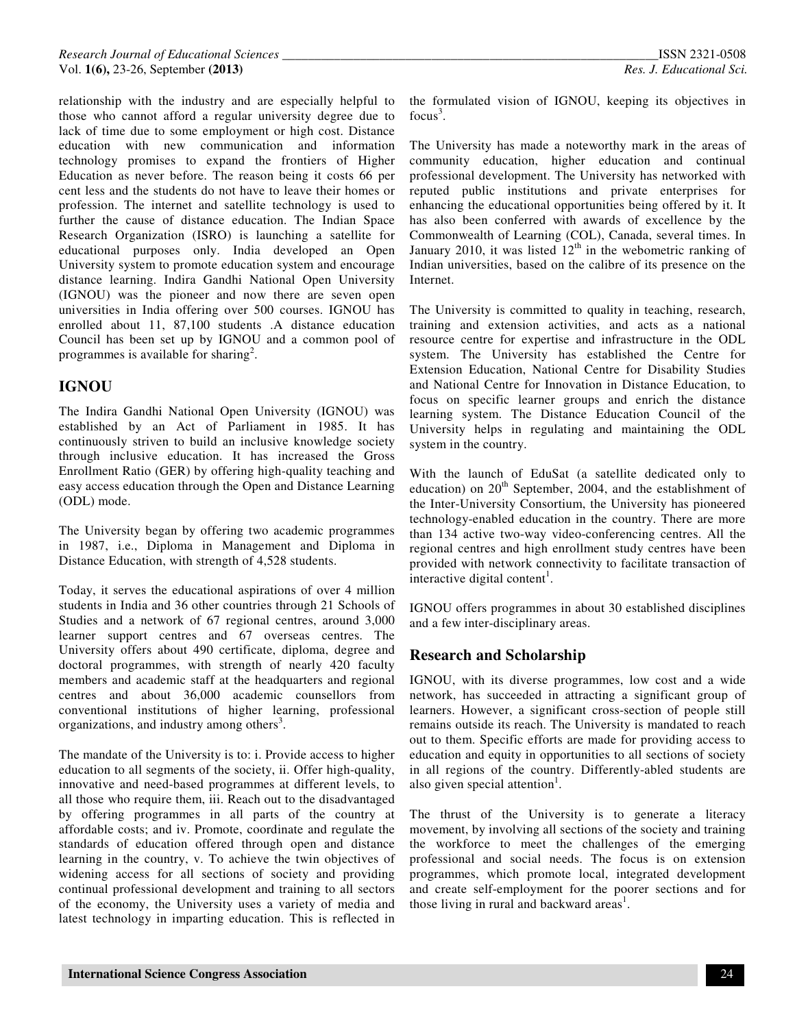relationship with the industry and are especially helpful to those who cannot afford a regular university degree due to lack of time due to some employment or high cost. Distance education with new communication and information technology promises to expand the frontiers of Higher Education as never before. The reason being it costs 66 per cent less and the students do not have to leave their homes or profession. The internet and satellite technology is used to further the cause of distance education. The Indian Space Research Organization (ISRO) is launching a satellite for educational purposes only. India developed an Open University system to promote education system and encourage distance learning. Indira Gandhi National Open University (IGNOU) was the pioneer and now there are seven open universities in India offering over 500 courses. IGNOU has enrolled about 11, 87,100 students .A distance education Council has been set up by IGNOU and a common pool of programmes is available for sharing[2].

## IGNOU

The Indira Gandhi National Open University (IGNOU) was established by an Act of Parliament in 1985. It has continuously striven to build an inclusive knowledge society through inclusive education. It has increased the Gross Enrollment Ratio (GER) by offering high-quality teaching and easy access education through the Open and Distance Learning (ODL) mode.

The University began by offering two academic programmes in 1987, i.e., Diploma in Management and Diploma in Distance Education, with strength of 4,528 students.

Today, it serves the educational aspirations of over 4 million students in India and 36 other countries through 21 Schools of Studies and a network of 67 regional centres, around 3,000 learner support centres and 67 overseas centres. The University offers about 490 certificate, diploma, degree and doctoral programmes, with strength of nearly 420 faculty members and academic staff at the headquarters and regional centres and about 36,000 academic counsellors from conventional institutions of higher learning, professional organizations, and industry among others[3].

The mandate of the University is to: i. Provide access to higher education to all segments of the society, ii. Offer high-quality, innovative and need-based programmes at different levels, to all those who require them, iii. Reach out to the disadvantaged by offering programmes in all parts of the country at affordable costs; and iv. Promote, coordinate and regulate the standards of education offered through open and distance learning in the country, v. To achieve the twin objectives of widening access for all sections of society and providing continual professional development and training to all sectors of the economy, the University uses a variety of media and latest technology in imparting education. This is reflected in the formulated vision of IGNOU, keeping its objectives in focus[3].

The University has made a noteworthy mark in the areas of community education, higher education and continual professional development. The University has networked with reputed public institutions and private enterprises for enhancing the educational opportunities being offered by it. It has also been conferred with awards of excellence by the Commonwealth of Learning (COL), Canada, several times. In January 2010, it was listed 12th in the webometric ranking of Indian universities, based on the calibre of its presence on the Internet.

The University is committed to quality in teaching, research, training and extension activities, and acts as a national resource centre for expertise and infrastructure in the ODL system. The University has established the Centre for Extension Education, National Centre for Disability Studies and National Centre for Innovation in Distance Education, to focus on specific learner groups and enrich the distance learning system. The Distance Education Council of the University helps in regulating and maintaining the ODL system in the country.

With the launch of EduSat (a satellite dedicated only to education) on 20th September, 2004, and the establishment of the Inter-University Consortium, the University has pioneered technology-enabled education in the country. There are more than 134 active two-way video-conferencing centres. All the regional centres and high enrollment study centres have been provided with network connectivity to facilitate transaction of interactive digital content[1].

IGNOU offers programmes in about 30 established disciplines and a few inter-disciplinary areas.

## Research and Scholarship

IGNOU, with its diverse programmes, low cost and a wide network, has succeeded in attracting a significant group of learners. However, a significant cross-section of people still remains outside its reach. The University is mandated to reach out to them. Specific efforts are made for providing access to education and equity in opportunities to all sections of society in all regions of the country. Differently-abled students are also given special attention[1].

The thrust of the University is to generate a literacy movement, by involving all sections of the society and training the workforce to meet the challenges of the emerging professional and social needs. The focus is on extension programmes, which promote local, integrated development and create self-employment for the poorer sections and for those living in rural and backward areas[1].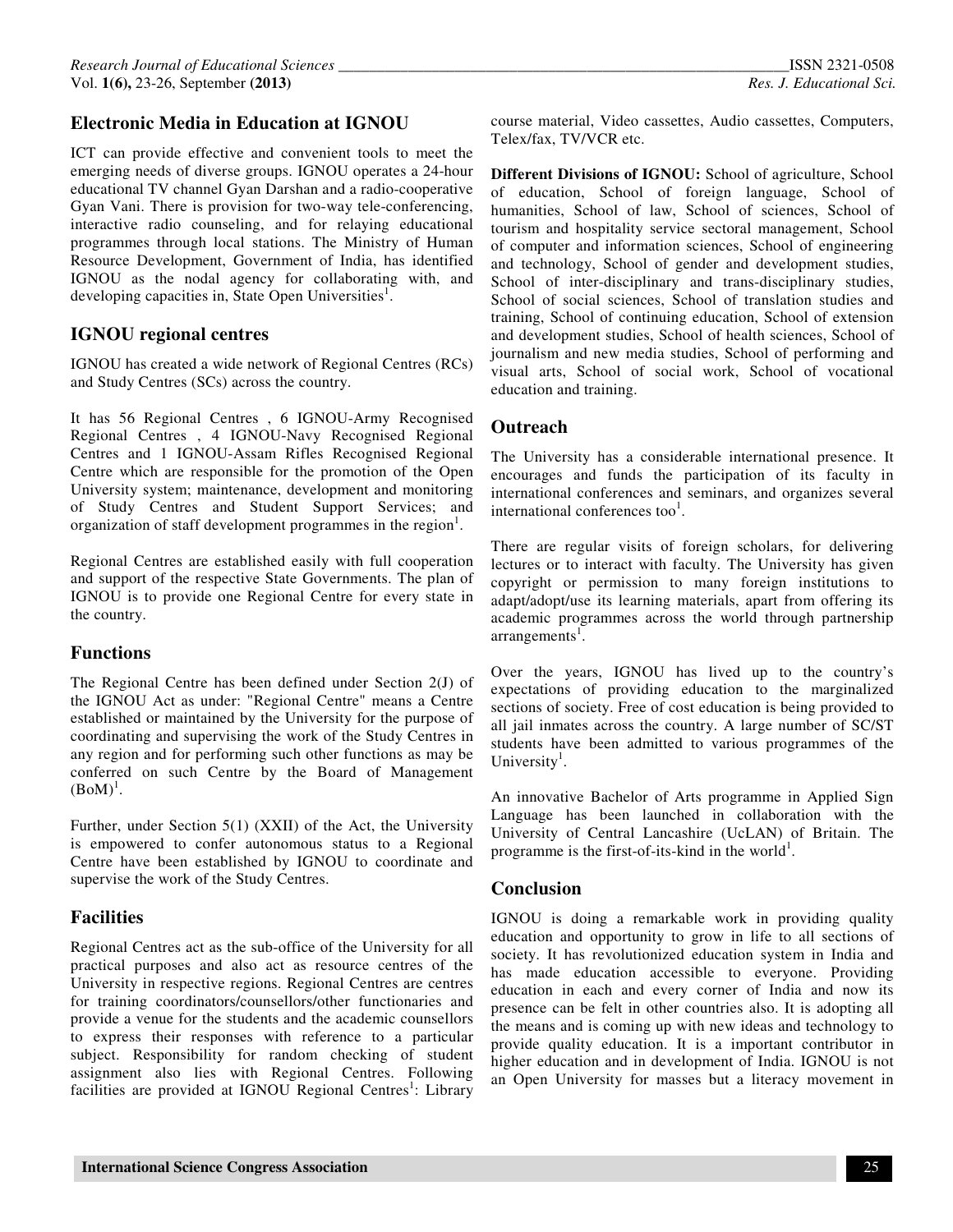## Electronic Media in Education at IGNOU

ICT can provide effective and convenient tools to meet the emerging needs of diverse groups. IGNOU operates a 24-hour educational TV channel Gyan Darshan and a radio-cooperative Gyan Vani. There is provision for two-way tele-conferencing, interactive radio counseling, and for relaying educational programmes through local stations. The Ministry of Human Resource Development, Government of India, has identified IGNOU as the nodal agency for collaborating with, and developing capacities in, State Open Universities[1].

## IGNOU regional centres

IGNOU has created a wide network of Regional Centres (RCs) and Study Centres (SCs) across the country.

It has 56 Regional Centres , 6 IGNOU-Army Recognised Regional Centres , 4 IGNOU-Navy Recognised Regional Centres and 1 IGNOU-Assam Rifles Recognised Regional Centre which are responsible for the promotion of the Open University system; maintenance, development and monitoring of Study Centres and Student Support Services; and organization of staff development programmes in the region[1].

Regional Centres are established easily with full cooperation and support of the respective State Governments. The plan of IGNOU is to provide one Regional Centre for every state in the country.

## Functions

The Regional Centre has been defined under Section 2(J) of the IGNOU Act as under: "Regional Centre" means a Centre established or maintained by the University for the purpose of coordinating and supervising the work of the Study Centres in any region and for performing such other functions as may be conferred on such Centre by the Board of Management (BoM)[1].

Further, under Section 5(1) (XXII) of the Act, the University is empowered to confer autonomous status to a Regional Centre have been established by IGNOU to coordinate and supervise the work of the Study Centres.

## Facilities

Regional Centres act as the sub-office of the University for all practical purposes and also act as resource centres of the University in respective regions. Regional Centres are centres for training coordinators/counsellors/other functionaries and provide a venue for the students and the academic counsellors to express their responses with reference to a particular subject. Responsibility for random checking of student assignment also lies with Regional Centres. Following facilities are provided at IGNOU Regional Centres[1]: Library course material, Video cassettes, Audio cassettes, Computers, Telex/fax, TV/VCR etc.

**Different Divisions of IGNOU:** School of agriculture, School of education, School of foreign language, School of humanities, School of law, School of sciences, School of tourism and hospitality service sectoral management, School of computer and information sciences, School of engineering and technology, School of gender and development studies, School of inter-disciplinary and trans-disciplinary studies, School of social sciences, School of translation studies and training, School of continuing education, School of extension and development studies, School of health sciences, School of journalism and new media studies, School of performing and visual arts, School of social work, School of vocational education and training.

## Outreach

The University has a considerable international presence. It encourages and funds the participation of its faculty in international conferences and seminars, and organizes several international conferences too[1].

There are regular visits of foreign scholars, for delivering lectures or to interact with faculty. The University has given copyright or permission to many foreign institutions to adapt/adopt/use its learning materials, apart from offering its academic programmes across the world through partnership arrangements[1].

Over the years, IGNOU has lived up to the country's expectations of providing education to the marginalized sections of society. Free of cost education is being provided to all jail inmates across the country. A large number of SC/ST students have been admitted to various programmes of the University[1].

An innovative Bachelor of Arts programme in Applied Sign Language has been launched in collaboration with the University of Central Lancashire (UcLAN) of Britain. The programme is the first-of-its-kind in the world[1].

## Conclusion

IGNOU is doing a remarkable work in providing quality education and opportunity to grow in life to all sections of society. It has revolutionized education system in India and has made education accessible to everyone. Providing education in each and every corner of India and now its presence can be felt in other countries also. It is adopting all the means and is coming up with new ideas and technology to provide quality education. It is a important contributor in higher education and in development of India. IGNOU is not an Open University for masses but a literacy movement in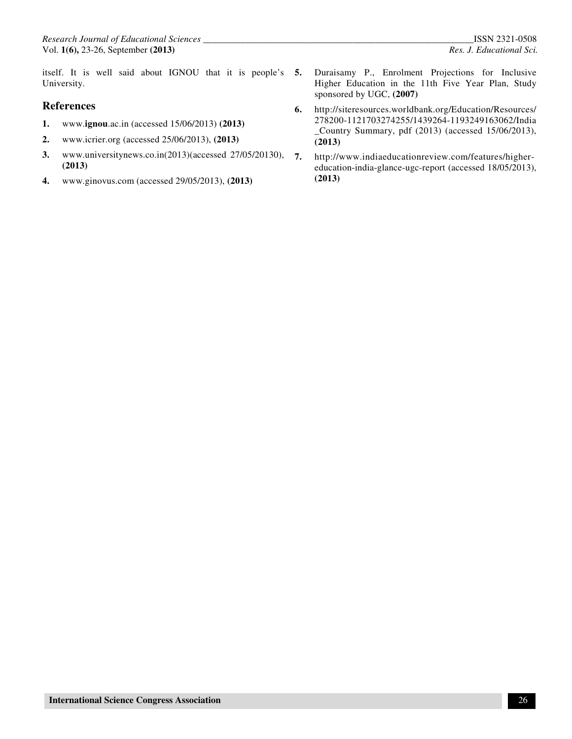itself. It is well said about IGNOU that it is people's University.

## References

1. www.**ignou**.ac.in (accessed 15/06/2013) **(2013)**
2. www.icrier.org (accessed 25/06/2013), **(2013)**
3. www.universitynews.co.in(2013)(accessed 27/05/20130), **(2013)**
4. www.ginovus.com (accessed 29/05/2013), **(2013)**
5. Duraisamy P., Enrolment Projections for Inclusive Higher Education in the 11th Five Year Plan, Study sponsored by UGC, **(2007)**
6. http://siteresources.worldbank.org/Education/Resources/278200-1121703274255/1439264-1193249163062/India_Country Summary, pdf (2013) (accessed 15/06/2013), **(2013)**
7. http://www.indiaeducationreview.com/features/higher-education-india-glance-ugc-report (accessed 18/05/2013), **(2013)**